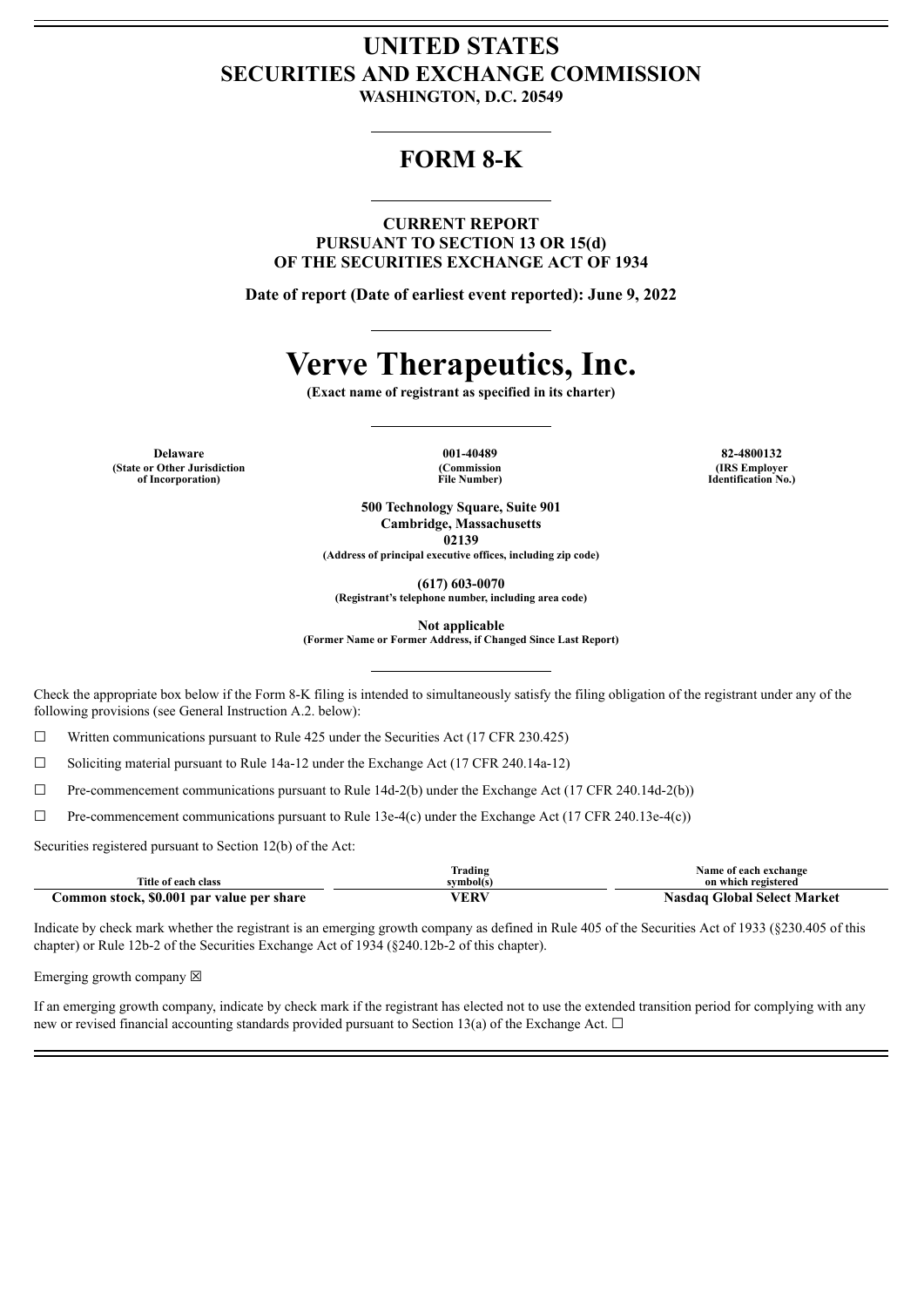# UNITED STATES
# SECURITIES AND EXCHANGE COMMISSION

**WASHINGTON, D.C. 20549**

## FORM 8-K

**CURRENT REPORT**
**PURSUANT TO SECTION 13 OR 15(d)**
**OF THE SECURITIES EXCHANGE ACT OF 1934**

**Date of report (Date of earliest event reported): June 9, 2022**

# Verve Therapeutics, Inc.

**(Exact name of registrant as specified in its charter)**

| Delaware | 001-40489 | 82-4800132 |
|---|---|---|
| (State or Other Jurisdiction of Incorporation) | (Commission File Number) | (IRS Employer Identification No.) |

**500 Technology Square, Suite 901**
**Cambridge, Massachusetts**
**02139**
**(Address of principal executive offices, including zip code)**

**(617) 603-0070**
**(Registrant's telephone number, including area code)**

**Not applicable**
**(Former Name or Former Address, if Changed Since Last Report)**

Check the appropriate box below if the Form 8-K filing is intended to simultaneously satisfy the filing obligation of the registrant under any of the following provisions (see General Instruction A.2. below):

☐ Written communications pursuant to Rule 425 under the Securities Act (17 CFR 230.425)

☐ Soliciting material pursuant to Rule 14a-12 under the Exchange Act (17 CFR 240.14a-12)

☐ Pre-commencement communications pursuant to Rule 14d-2(b) under the Exchange Act (17 CFR 240.14d-2(b))

☐ Pre-commencement communications pursuant to Rule 13e-4(c) under the Exchange Act (17 CFR 240.13e-4(c))

Securities registered pursuant to Section 12(b) of the Act:

| Title of each class | Trading symbol(s) | Name of each exchange on which registered |
|---|---|---|
| **Common stock, $0.001 par value per share** | **VERV** | **Nasdaq Global Select Market** |

Indicate by check mark whether the registrant is an emerging growth company as defined in Rule 405 of the Securities Act of 1933 (§230.405 of this chapter) or Rule 12b-2 of the Securities Exchange Act of 1934 (§240.12b-2 of this chapter).

Emerging growth company ☒

If an emerging growth company, indicate by check mark if the registrant has elected not to use the extended transition period for complying with any new or revised financial accounting standards provided pursuant to Section 13(a) of the Exchange Act. ☐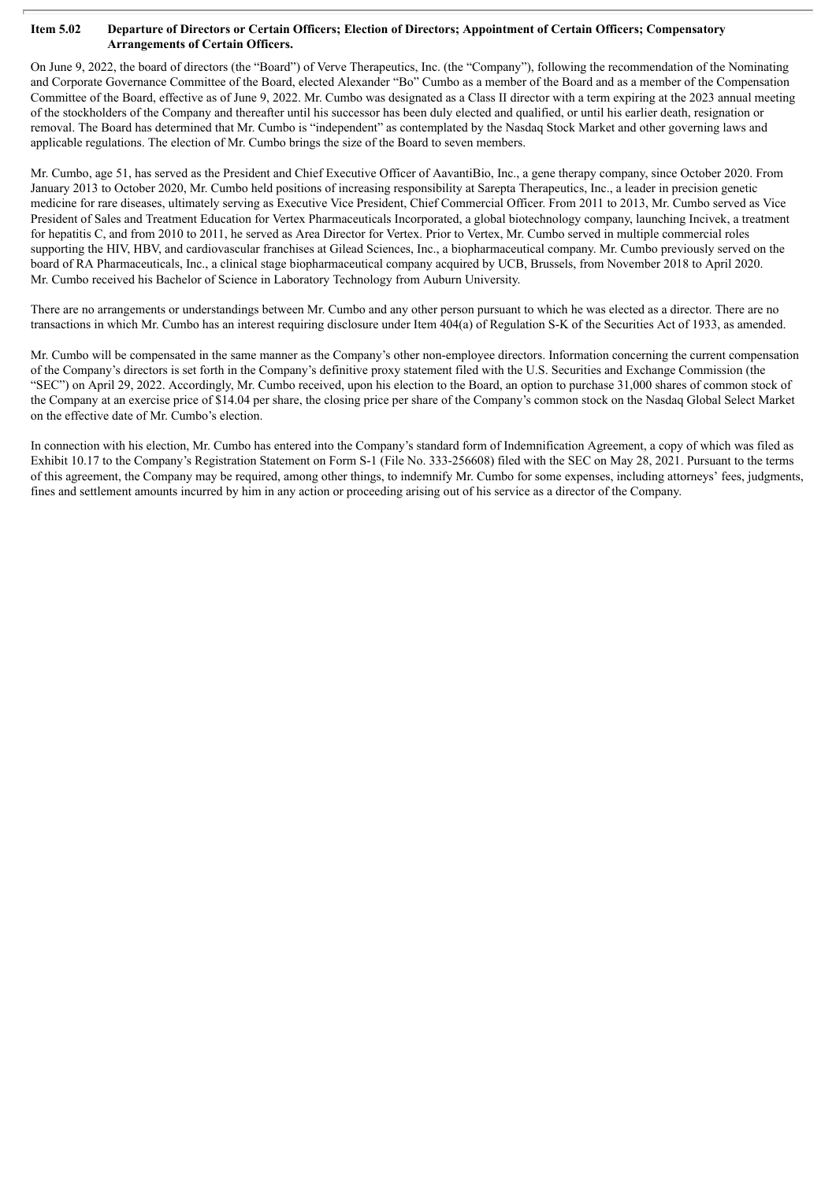**Item 5.02 Departure of Directors or Certain Officers; Election of Directors; Appointment of Certain Officers; Compensatory Arrangements of Certain Officers.**

On June 9, 2022, the board of directors (the "Board") of Verve Therapeutics, Inc. (the "Company"), following the recommendation of the Nominating and Corporate Governance Committee of the Board, elected Alexander "Bo" Cumbo as a member of the Board and as a member of the Compensation Committee of the Board, effective as of June 9, 2022. Mr. Cumbo was designated as a Class II director with a term expiring at the 2023 annual meeting of the stockholders of the Company and thereafter until his successor has been duly elected and qualified, or until his earlier death, resignation or removal. The Board has determined that Mr. Cumbo is "independent" as contemplated by the Nasdaq Stock Market and other governing laws and applicable regulations. The election of Mr. Cumbo brings the size of the Board to seven members.

Mr. Cumbo, age 51, has served as the President and Chief Executive Officer of AavantiBio, Inc., a gene therapy company, since October 2020. From January 2013 to October 2020, Mr. Cumbo held positions of increasing responsibility at Sarepta Therapeutics, Inc., a leader in precision genetic medicine for rare diseases, ultimately serving as Executive Vice President, Chief Commercial Officer. From 2011 to 2013, Mr. Cumbo served as Vice President of Sales and Treatment Education for Vertex Pharmaceuticals Incorporated, a global biotechnology company, launching Incivek, a treatment for hepatitis C, and from 2010 to 2011, he served as Area Director for Vertex. Prior to Vertex, Mr. Cumbo served in multiple commercial roles supporting the HIV, HBV, and cardiovascular franchises at Gilead Sciences, Inc., a biopharmaceutical company. Mr. Cumbo previously served on the board of RA Pharmaceuticals, Inc., a clinical stage biopharmaceutical company acquired by UCB, Brussels, from November 2018 to April 2020. Mr. Cumbo received his Bachelor of Science in Laboratory Technology from Auburn University.

There are no arrangements or understandings between Mr. Cumbo and any other person pursuant to which he was elected as a director. There are no transactions in which Mr. Cumbo has an interest requiring disclosure under Item 404(a) of Regulation S-K of the Securities Act of 1933, as amended.

Mr. Cumbo will be compensated in the same manner as the Company's other non-employee directors. Information concerning the current compensation of the Company's directors is set forth in the Company's definitive proxy statement filed with the U.S. Securities and Exchange Commission (the "SEC") on April 29, 2022. Accordingly, Mr. Cumbo received, upon his election to the Board, an option to purchase 31,000 shares of common stock of the Company at an exercise price of $14.04 per share, the closing price per share of the Company's common stock on the Nasdaq Global Select Market on the effective date of Mr. Cumbo's election.

In connection with his election, Mr. Cumbo has entered into the Company's standard form of Indemnification Agreement, a copy of which was filed as Exhibit 10.17 to the Company's Registration Statement on Form S-1 (File No. 333-256608) filed with the SEC on May 28, 2021. Pursuant to the terms of this agreement, the Company may be required, among other things, to indemnify Mr. Cumbo for some expenses, including attorneys' fees, judgments, fines and settlement amounts incurred by him in any action or proceeding arising out of his service as a director of the Company.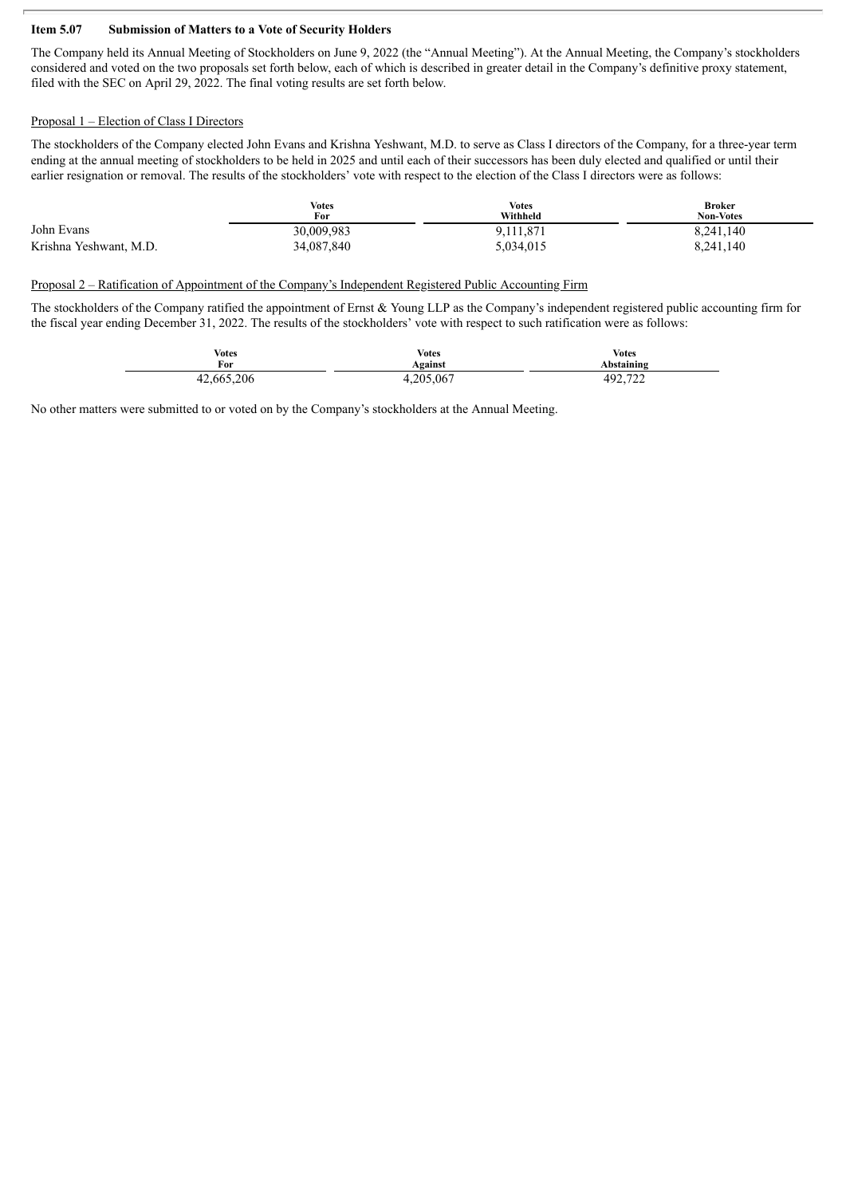**Item 5.07 Submission of Matters to a Vote of Security Holders**

The Company held its Annual Meeting of Stockholders on June 9, 2022 (the "Annual Meeting"). At the Annual Meeting, the Company's stockholders considered and voted on the two proposals set forth below, each of which is described in greater detail in the Company's definitive proxy statement, filed with the SEC on April 29, 2022. The final voting results are set forth below.

Proposal 1 – Election of Class I Directors

The stockholders of the Company elected John Evans and Krishna Yeshwant, M.D. to serve as Class I directors of the Company, for a three-year term ending at the annual meeting of stockholders to be held in 2025 and until each of their successors has been duly elected and qualified or until their earlier resignation or removal. The results of the stockholders' vote with respect to the election of the Class I directors were as follows:

| | Votes For | Votes Withheld | Broker Non-Votes |
|---|---|---|---|
| John Evans | 30,009,983 | 9,111,871 | 8,241,140 |
| Krishna Yeshwant, M.D. | 34,087,840 | 5,034,015 | 8,241,140 |

Proposal 2 – Ratification of Appointment of the Company's Independent Registered Public Accounting Firm

The stockholders of the Company ratified the appointment of Ernst & Young LLP as the Company's independent registered public accounting firm for the fiscal year ending December 31, 2022. The results of the stockholders' vote with respect to such ratification were as follows:

| Votes For | Votes Against | Votes Abstaining |
|---|---|---|
| 42,665,206 | 4,205,067 | 492,722 |

No other matters were submitted to or voted on by the Company's stockholders at the Annual Meeting.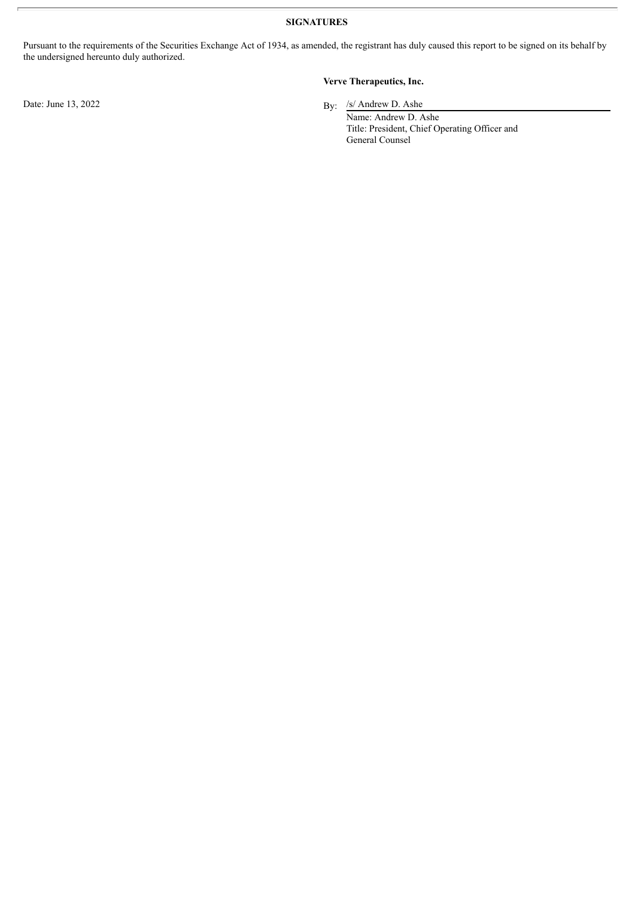**SIGNATURES**

Pursuant to the requirements of the Securities Exchange Act of 1934, as amended, the registrant has duly caused this report to be signed on its behalf by the undersigned hereunto duly authorized.

**Verve Therapeutics, Inc.**

Date: June 13, 2022

By: /s/ Andrew D. Ashe

Name: Andrew D. Ashe

Title: President, Chief Operating Officer and General Counsel